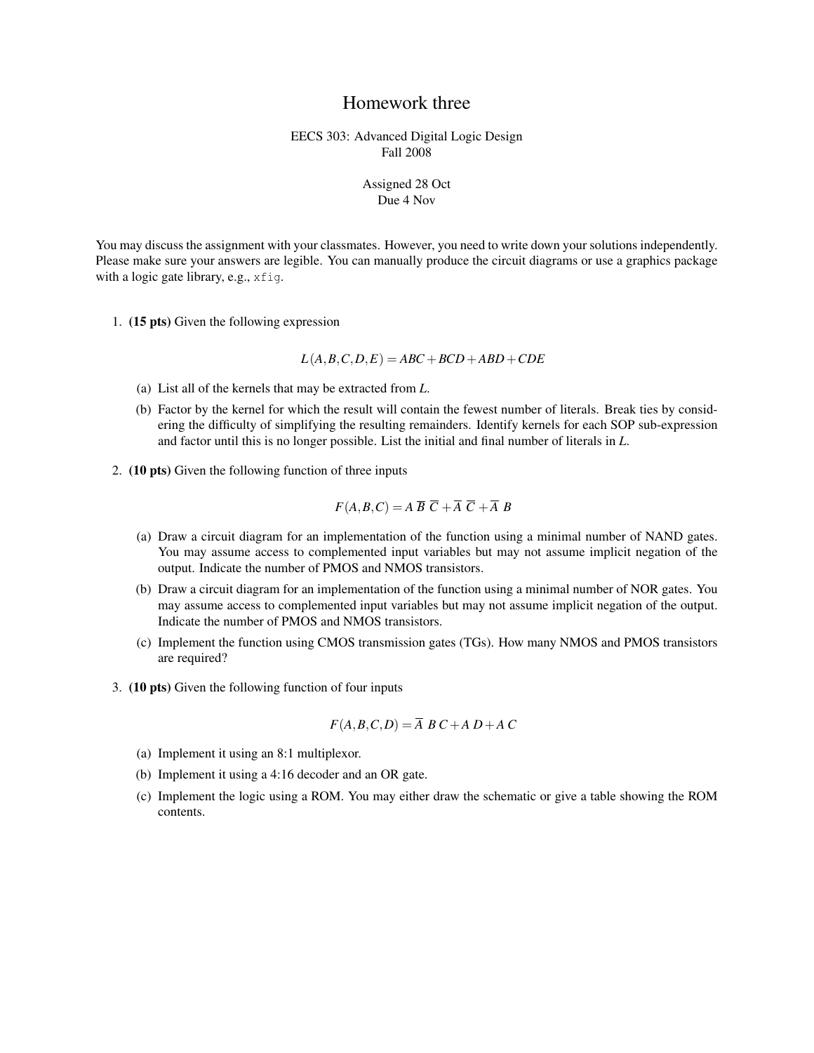# Homework three

EECS 303: Advanced Digital Logic Design
Fall 2008

Assigned 28 Oct
Due 4 Nov

You may discuss the assignment with your classmates. However, you need to write down your solutions independently. Please make sure your answers are legible. You can manually produce the circuit diagrams or use a graphics package with a logic gate library, e.g., `xfig`.

1. **(15 pts)** Given the following expression

$$L(A,B,C,D,E) = ABC + BCD + ABD + CDE$$

   (a) List all of the kernels that may be extracted from *L*.

   (b) Factor by the kernel for which the result will contain the fewest number of literals. Break ties by considering the difficulty of simplifying the resulting remainders. Identify kernels for each SOP sub-expression and factor until this is no longer possible. List the initial and final number of literals in *L*.

2. **(10 pts)** Given the following function of three inputs

$$F(A,B,C) = A\,\overline{B}\,\overline{C} + \overline{A}\,\overline{C} + \overline{A}\,B$$

   (a) Draw a circuit diagram for an implementation of the function using a minimal number of NAND gates. You may assume access to complemented input variables but may not assume implicit negation of the output. Indicate the number of PMOS and NMOS transistors.

   (b) Draw a circuit diagram for an implementation of the function using a minimal number of NOR gates. You may assume access to complemented input variables but may not assume implicit negation of the output. Indicate the number of PMOS and NMOS transistors.

   (c) Implement the function using CMOS transmission gates (TGs). How many NMOS and PMOS transistors are required?

3. **(10 pts)** Given the following function of four inputs

$$F(A,B,C,D) = \overline{A}\,B\,C + A\,D + A\,C$$

   (a) Implement it using an 8:1 multiplexor.

   (b) Implement it using a 4:16 decoder and an OR gate.

   (c) Implement the logic using a ROM. You may either draw the schematic or give a table showing the ROM contents.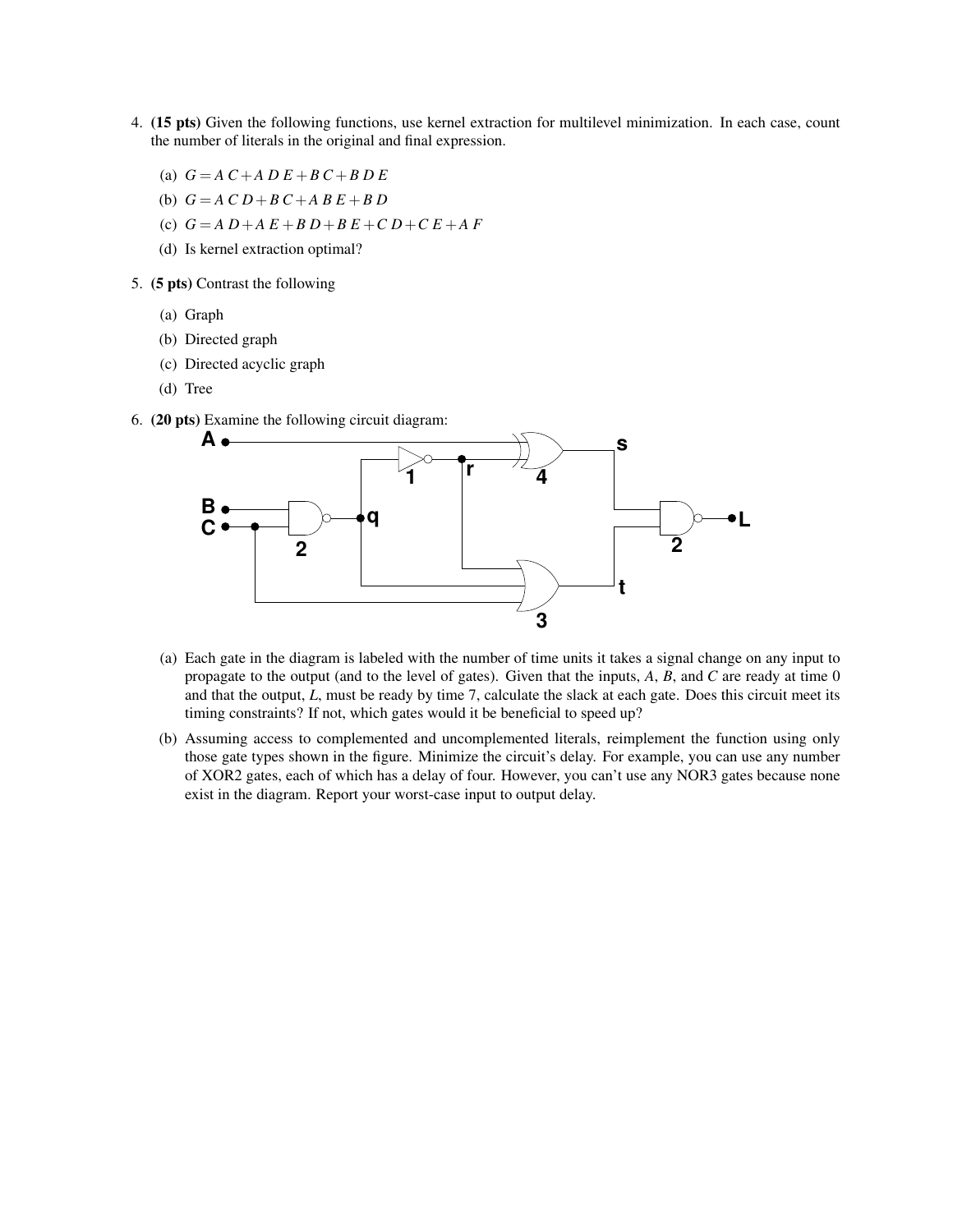4. **(15 pts)** Given the following functions, use kernel extraction for multilevel minimization. In each case, count the number of literals in the original and final expression.

   (a) $G = A\,C + A\,D\,E + B\,C + B\,D\,E$

   (b) $G = A\,C\,D + B\,C + A\,B\,E + B\,D$

   (c) $G = A\,D + A\,E + B\,D + B\,E + C\,D + C\,E + A\,F$

   (d) Is kernel extraction optimal?

5. **(5 pts)** Contrast the following

   (a) Graph

   (b) Directed graph

   (c) Directed acyclic graph

   (d) Tree

6. **(20 pts)** Examine the following circuit diagram:

   (a) Each gate in the diagram is labeled with the number of time units it takes a signal change on any input to propagate to the output (and to the level of gates). Given that the inputs, $A$, $B$, and $C$ are ready at time 0 and that the output, $L$, must be ready by time 7, calculate the slack at each gate. Does this circuit meet its timing constraints? If not, which gates would it be beneficial to speed up?

   (b) Assuming access to complemented and uncomplemented literals, reimplement the function using only those gate types shown in the figure. Minimize the circuit's delay. For example, you can use any number of XOR2 gates, each of which has a delay of four. However, you can't use any NOR3 gates because none exist in the diagram. Report your worst-case input to output delay.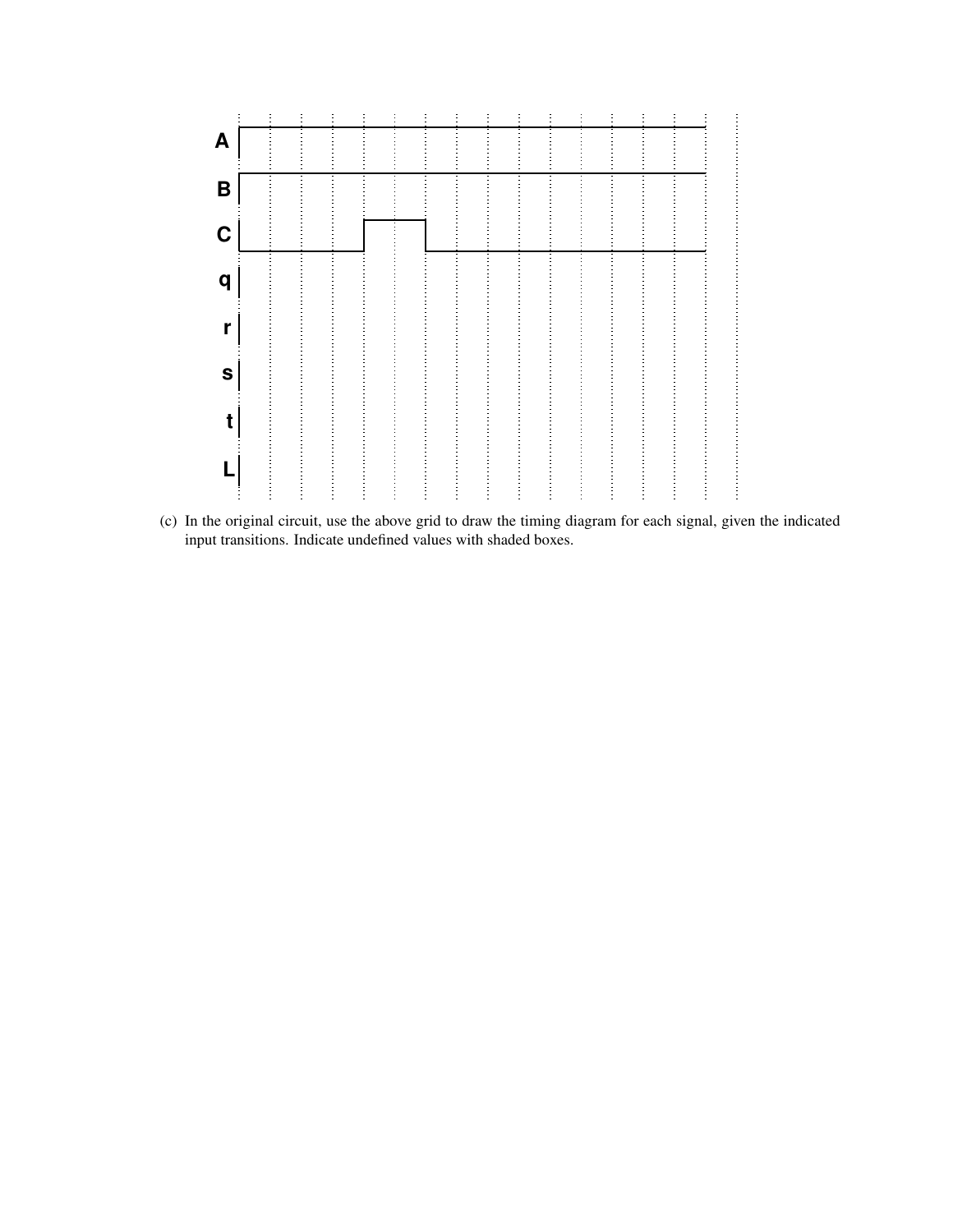A

B

C

q

r

s

t

L

(c) In the original circuit, use the above grid to draw the timing diagram for each signal, given the indicated input transitions. Indicate undefined values with shaded boxes.